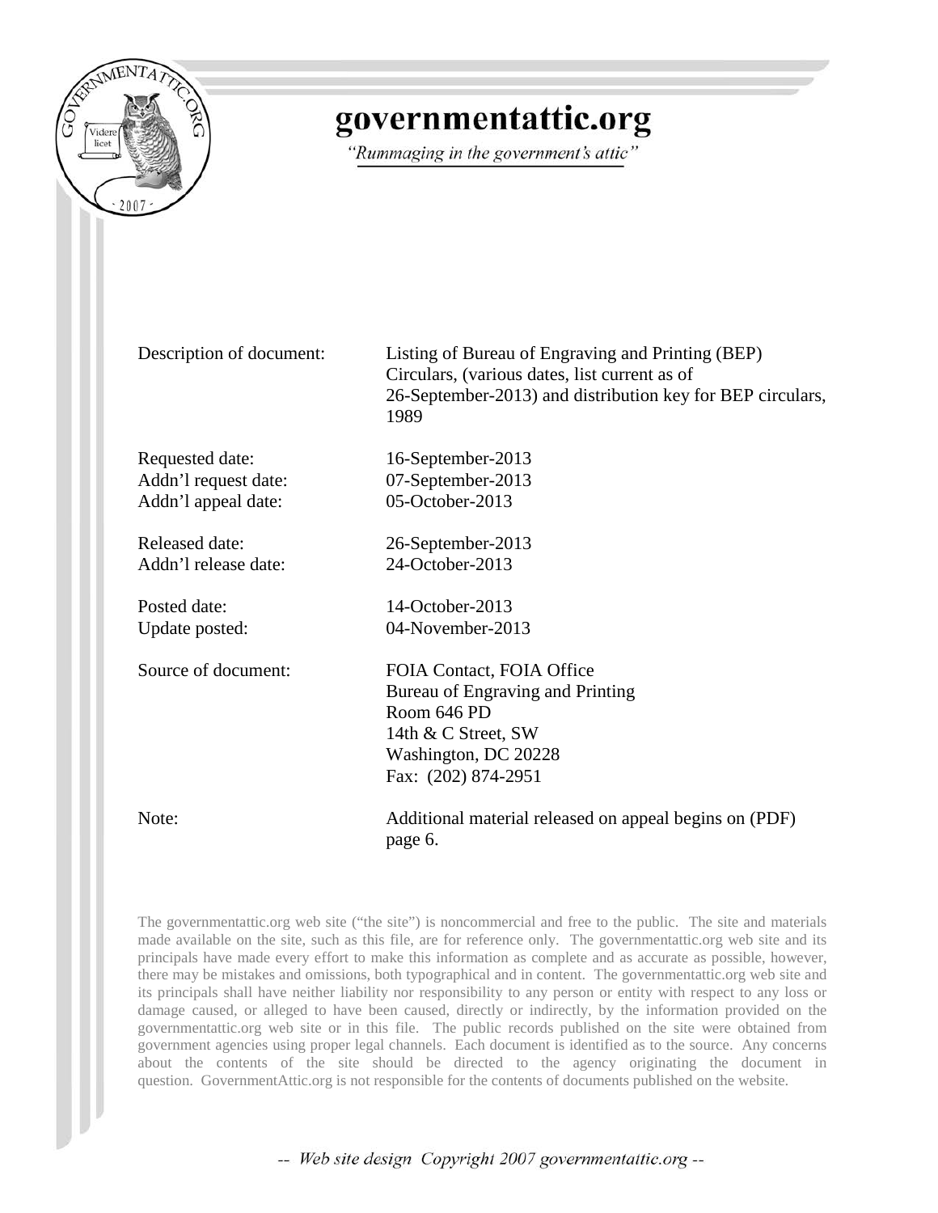# governmentattic.org

*"Rummaging in the government's attic"*

| | |
|---|---|
| Description of document: | Listing of Bureau of Engraving and Printing (BEP) Circulars, (various dates, list current as of 26-September-2013) and distribution key for BEP circulars, 1989 |
| Requested date: | 16-September-2013 |
| Addn'l request date: | 07-September-2013 |
| Addn'l appeal date: | 05-October-2013 |
| Released date: | 26-September-2013 |
| Addn'l release date: | 24-October-2013 |
| Posted date: | 14-October-2013 |
| Update posted: | 04-November-2013 |
| Source of document: | FOIA Contact, FOIA Office<br>Bureau of Engraving and Printing<br>Room 646 PD<br>14th & C Street, SW<br>Washington, DC 20228<br>Fax: (202) 874-2951 |
| Note: | Additional material released on appeal begins on (PDF) page 6. |

The governmentattic.org web site ("the site") is noncommercial and free to the public. The site and materials made available on the site, such as this file, are for reference only. The governmentattic.org web site and its principals have made every effort to make this information as complete and as accurate as possible, however, there may be mistakes and omissions, both typographical and in content. The governmentattic.org web site and its principals shall have neither liability nor responsibility to any person or entity with respect to any loss or damage caused, or alleged to have been caused, directly or indirectly, by the information provided on the governmentattic.org web site or in this file. The public records published on the site were obtained from government agencies using proper legal channels. Each document is identified as to the source. Any concerns about the contents of the site should be directed to the agency originating the document in question. GovernmentAttic.org is not responsible for the contents of documents published on the website.

*-- Web site design Copyright 2007 governmentattic.org --*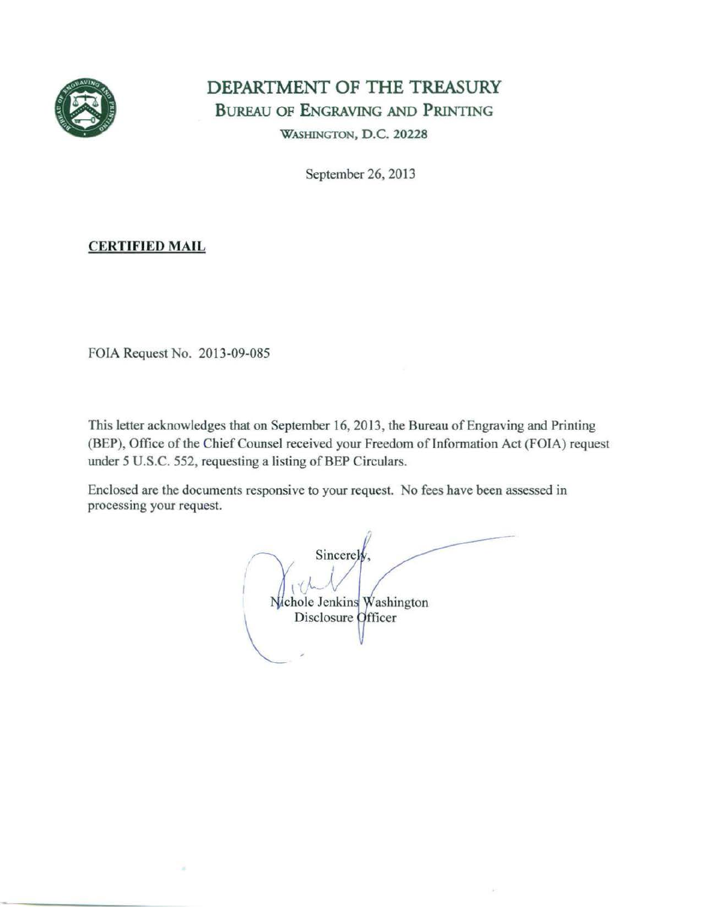# DEPARTMENT OF THE TREASURY

## BUREAU OF ENGRAVING AND PRINTING

WASHINGTON, D.C. 20228

September 26, 2013

**CERTIFIED MAIL**

FOIA Request No. 2013-09-085

This letter acknowledges that on September 16, 2013, the Bureau of Engraving and Printing (BEP), Office of the Chief Counsel received your Freedom of Information Act (FOIA) request under 5 U.S.C. 552, requesting a listing of BEP Circulars.

Enclosed are the documents responsive to your request. No fees have been assessed in processing your request.

Sincerely,

Nichole Jenkins Washington
Disclosure Officer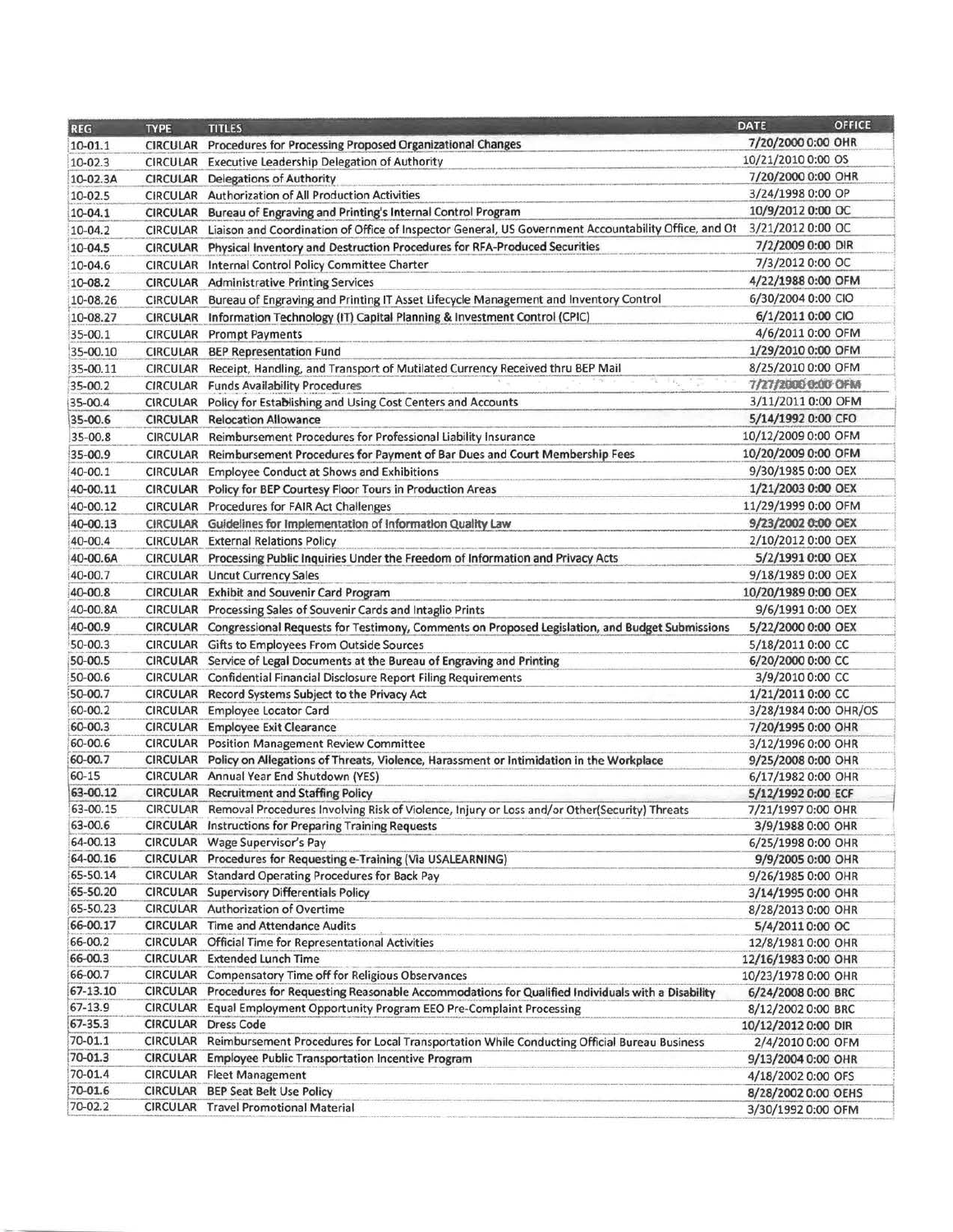| REG | TYPE | TITLES | DATE | OFFICE |
|---|---|---|---|---|
| 10-01.1 | CIRCULAR | Procedures for Processing Proposed Organizational Changes | 7/20/2000 0:00 | OHR |
| 10-02.3 | CIRCULAR | Executive Leadership Delegation of Authority | 10/21/2010 0:00 | OS |
| 10-02.3A | CIRCULAR | Delegations of Authority | 7/20/2000 0:00 | OHR |
| 10-02.5 | CIRCULAR | Authorization of All Production Activities | 3/24/1998 0:00 | OP |
| 10-04.1 | CIRCULAR | Bureau of Engraving and Printing's Internal Control Program | 10/9/2012 0:00 | OC |
| 10-04.2 | CIRCULAR | Liaison and Coordination of Office of Inspector General, US Government Accountability Office, and Ot | 3/21/2012 0:00 | OC |
| 10-04.5 | CIRCULAR | Physical Inventory and Destruction Procedures for RFA-Produced Securities | 7/2/2009 0:00 | DIR |
| 10-04.6 | CIRCULAR | Internal Control Policy Committee Charter | 7/3/2012 0:00 | OC |
| 10-08.2 | CIRCULAR | Administrative Printing Services | 4/22/1988 0:00 | OFM |
| 10-08.26 | CIRCULAR | Bureau of Engraving and Printing IT Asset Lifecycle Management and Inventory Control | 6/30/2004 0:00 | CIO |
| 10-08.27 | CIRCULAR | Information Technology (IT) Capital Planning & Investment Control (CPIC) | 6/1/2011 0:00 | CIO |
| 35-00.1 | CIRCULAR | Prompt Payments | 4/6/2011 0:00 | OFM |
| 35-00.10 | CIRCULAR | BEP Representation Fund | 1/29/2010 0:00 | OFM |
| 35-00.11 | CIRCULAR | Receipt, Handling, and Transport of Mutilated Currency Received thru BEP Mail | 8/25/2010 0:00 | OFM |
| 35-00.2 | CIRCULAR | Funds Availability Procedures | 7/27/2000 0:00 | OFM |
| 35-00.4 | CIRCULAR | Policy for Establishing and Using Cost Centers and Accounts | 3/11/2011 0:00 | OFM |
| 35-00.6 | CIRCULAR | Relocation Allowance | 5/14/1992 0:00 | CFO |
| 35-00.8 | CIRCULAR | Reimbursement Procedures for Professional Liability Insurance | 10/12/2009 0:00 | OFM |
| 35-00.9 | CIRCULAR | Reimbursement Procedures for Payment of Bar Dues and Court Membership Fees | 10/20/2009 0:00 | OFM |
| 40-00.1 | CIRCULAR | Employee Conduct at Shows and Exhibitions | 9/30/1985 0:00 | OEX |
| 40-00.11 | CIRCULAR | Policy for BEP Courtesy Floor Tours in Production Areas | 1/21/2003 0:00 | OEX |
| 40-00.12 | CIRCULAR | Procedures for FAIR Act Challenges | 11/29/1999 0:00 | OFM |
| 40-00.13 | CIRCULAR | Guidelines for Implementation of Information Quality Law | 9/23/2002 0:00 | OEX |
| 40-00.4 | CIRCULAR | External Relations Policy | 2/10/2012 0:00 | OEX |
| 40-00.6A | CIRCULAR | Processing Public Inquiries Under the Freedom of Information and Privacy Acts | 5/2/1991 0:00 | OEX |
| 40-00.7 | CIRCULAR | Uncut Currency Sales | 9/18/1989 0:00 | OEX |
| 40-00.8 | CIRCULAR | Exhibit and Souvenir Card Program | 10/20/1989 0:00 | OEX |
| 40-00.8A | CIRCULAR | Processing Sales of Souvenir Cards and Intaglio Prints | 9/6/1991 0:00 | OEX |
| 40-00.9 | CIRCULAR | Congressional Requests for Testimony, Comments on Proposed Legislation, and Budget Submissions | 5/22/2000 0:00 | OEX |
| 50-00.3 | CIRCULAR | Gifts to Employees From Outside Sources | 5/18/2011 0:00 | CC |
| 50-00.5 | CIRCULAR | Service of Legal Documents at the Bureau of Engraving and Printing | 6/20/2000 0:00 | CC |
| 50-00.6 | CIRCULAR | Confidential Financial Disclosure Report Filing Requirements | 3/9/2010 0:00 | CC |
| 50-00.7 | CIRCULAR | Record Systems Subject to the Privacy Act | 1/21/2011 0:00 | CC |
| 60-00.2 | CIRCULAR | Employee Locator Card | 3/28/1984 0:00 | OHR/OS |
| 60-00.3 | CIRCULAR | Employee Exit Clearance | 7/20/1995 0:00 | OHR |
| 60-00.6 | CIRCULAR | Position Management Review Committee | 3/12/1996 0:00 | OHR |
| 60-00.7 | CIRCULAR | Policy on Allegations of Threats, Violence, Harassment or Intimidation in the Workplace | 9/25/2008 0:00 | OHR |
| 60-15 | CIRCULAR | Annual Year End Shutdown (YES) | 6/17/1982 0:00 | OHR |
| 63-00.12 | CIRCULAR | Recruitment and Staffing Policy | 5/12/1992 0:00 | ECF |
| 63-00.15 | CIRCULAR | Removal Procedures Involving Risk of Violence, Injury or Loss and/or Other(Security) Threats | 7/21/1997 0:00 | OHR |
| 63-00.6 | CIRCULAR | Instructions for Preparing Training Requests | 3/9/1988 0:00 | OHR |
| 64-00.13 | CIRCULAR | Wage Supervisor's Pay | 6/25/1998 0:00 | OHR |
| 64-00.16 | CIRCULAR | Procedures for Requesting e-Training (Via USALEARNING) | 9/9/2005 0:00 | OHR |
| 65-50.14 | CIRCULAR | Standard Operating Procedures for Back Pay | 9/26/1985 0:00 | OHR |
| 65-50.20 | CIRCULAR | Supervisory Differentials Policy | 3/14/1995 0:00 | OHR |
| 65-50.23 | CIRCULAR | Authorization of Overtime | 8/28/2013 0:00 | OHR |
| 66-00.17 | CIRCULAR | Time and Attendance Audits | 5/4/2011 0:00 | OC |
| 66-00.2 | CIRCULAR | Official Time for Representational Activities | 12/8/1981 0:00 | OHR |
| 66-00.3 | CIRCULAR | Extended Lunch Time | 12/16/1983 0:00 | OHR |
| 66-00.7 | CIRCULAR | Compensatory Time off for Religious Observances | 10/23/1978 0:00 | OHR |
| 67-13.10 | CIRCULAR | Procedures for Requesting Reasonable Accommodations for Qualified Individuals with a Disability | 6/24/2008 0:00 | BRC |
| 67-13.9 | CIRCULAR | Equal Employment Opportunity Program EEO Pre-Complaint Processing | 8/12/2002 0:00 | BRC |
| 67-35.3 | CIRCULAR | Dress Code | 10/12/2012 0:00 | DIR |
| 70-01.1 | CIRCULAR | Reimbursement Procedures for Local Transportation While Conducting Official Bureau Business | 2/4/2010 0:00 | OFM |
| 70-01.3 | CIRCULAR | Employee Public Transportation Incentive Program | 9/13/2004 0:00 | OHR |
| 70-01.4 | CIRCULAR | Fleet Management | 4/18/2002 0:00 | OFS |
| 70-01.6 | CIRCULAR | BEP Seat Belt Use Policy | 8/28/2002 0:00 | OEHS |
| 70-02.2 | CIRCULAR | Travel Promotional Material | 3/30/1992 0:00 | OFM |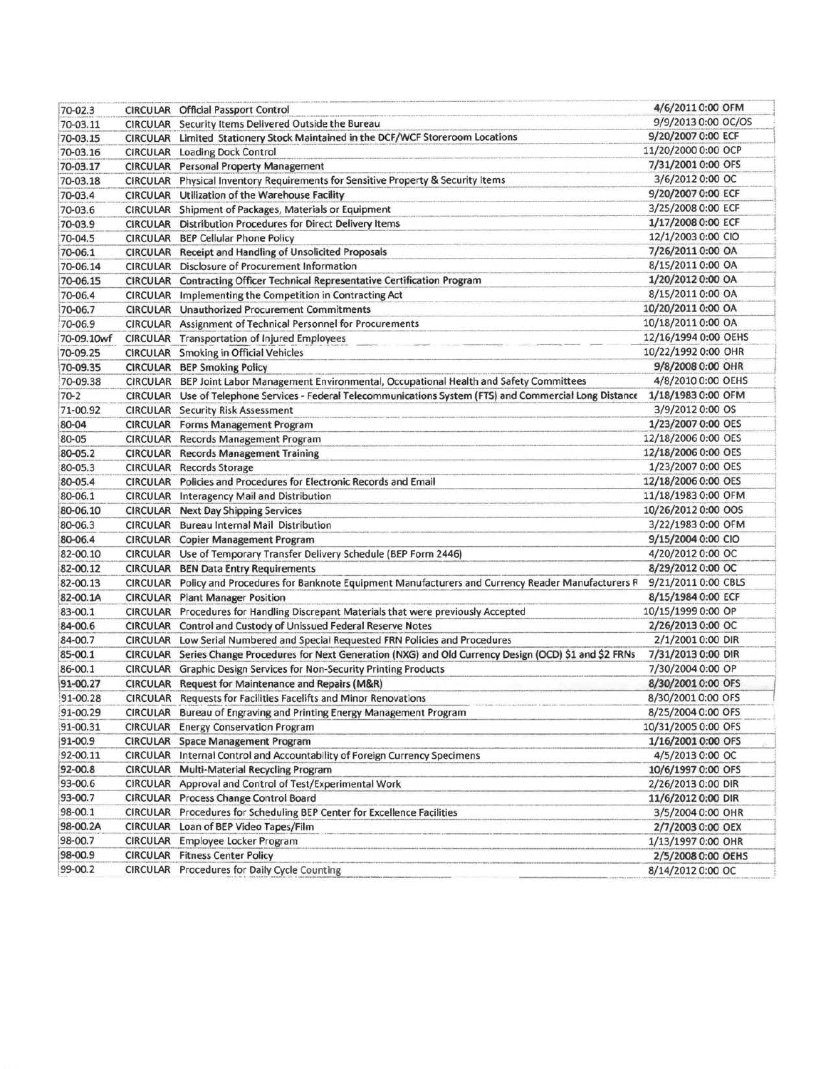| | | | |
|---|---|---|---|
| 70-02.3 | CIRCULAR | Official Passport Control | 4/6/2011 0:00 OFM |
| 70-03.11 | CIRCULAR | Security Items Delivered Outside the Bureau | 9/9/2013 0:00 OC/OS |
| 70-03.15 | CIRCULAR | Limited Stationery Stock Maintained in the DCF/WCF Storeroom Locations | 9/20/2007 0:00 ECF |
| 70-03.16 | CIRCULAR | Loading Dock Control | 11/20/2000 0:00 OCP |
| 70-03.17 | CIRCULAR | Personal Property Management | 7/31/2001 0:00 OFS |
| 70-03.18 | CIRCULAR | Physical Inventory Requirements for Sensitive Property & Security Items | 3/6/2012 0:00 OC |
| 70-03.4 | CIRCULAR | Utilization of the Warehouse Facility | 9/20/2007 0:00 ECF |
| 70-03.6 | CIRCULAR | Shipment of Packages, Materials or Equipment | 3/25/2008 0:00 ECF |
| 70-03.9 | CIRCULAR | Distribution Procedures for Direct Delivery Items | 1/17/2008 0:00 ECF |
| 70-04.5 | CIRCULAR | BEP Cellular Phone Policy | 12/1/2003 0:00 CIO |
| 70-06.1 | CIRCULAR | Receipt and Handling of Unsolicited Proposals | 7/26/2011 0:00 OA |
| 70-06.14 | CIRCULAR | Disclosure of Procurement Information | 8/15/2011 0:00 OA |
| 70-06.15 | CIRCULAR | Contracting Officer Technical Representative Certification Program | 1/20/2012 0:00 OA |
| 70-06.4 | CIRCULAR | Implementing the Competition in Contracting Act | 8/15/2011 0:00 OA |
| 70-06.7 | CIRCULAR | Unauthorized Procurement Commitments | 10/20/2011 0:00 OA |
| 70-06.9 | CIRCULAR | Assignment of Technical Personnel for Procurements | 10/18/2011 0:00 OA |
| 70-09.10wf | CIRCULAR | Transportation of Injured Employees | 12/16/1994 0:00 OEHS |
| 70-09.25 | CIRCULAR | Smoking in Official Vehicles | 10/22/1992 0:00 OHR |
| 70-09.35 | CIRCULAR | BEP Smoking Policy | 9/8/2008 0:00 OHR |
| 70-09.38 | CIRCULAR | BEP Joint Labor Management Environmental, Occupational Health and Safety Committees | 4/8/2010 0:00 OEHS |
| 70-2 | CIRCULAR | Use of Telephone Services - Federal Telecommunications System (FTS) and Commercial Long Distance | 1/18/1983 0:00 OFM |
| 71-00.92 | CIRCULAR | Security Risk Assessment | 3/9/2012 0:00 OS |
| 80-04 | CIRCULAR | Forms Management Program | 1/23/2007 0:00 OES |
| 80-05 | CIRCULAR | Records Management Program | 12/18/2006 0:00 OES |
| 80-05.2 | CIRCULAR | Records Management Training | 12/18/2006 0:00 OES |
| 80-05.3 | CIRCULAR | Records Storage | 1/23/2007 0:00 OES |
| 80-05.4 | CIRCULAR | Policies and Procedures for Electronic Records and Email | 12/18/2006 0:00 OES |
| 80-06.1 | CIRCULAR | Interagency Mail and Distribution | 11/18/1983 0:00 OFM |
| 80-06.10 | CIRCULAR | Next Day Shipping Services | 10/26/2012 0:00 OOS |
| 80-06.3 | CIRCULAR | Bureau Internal Mail Distribution | 3/22/1983 0:00 OFM |
| 80-06.4 | CIRCULAR | Copier Management Program | 9/15/2004 0:00 CIO |
| 82-00.10 | CIRCULAR | Use of Temporary Transfer Delivery Schedule (BEP Form 2446) | 4/20/2012 0:00 OC |
| 82-00.12 | CIRCULAR | BEN Data Entry Requirements | 8/29/2012 0:00 OC |
| 82-00.13 | CIRCULAR | Policy and Procedures for Banknote Equipment Manufacturers and Currency Reader Manufacturers R | 9/21/2011 0:00 CBLS |
| 82-00.1A | CIRCULAR | Plant Manager Position | 8/15/1984 0:00 ECF |
| 83-00.1 | CIRCULAR | Procedures for Handling Discrepant Materials that were previously Accepted | 10/15/1999 0:00 OP |
| 84-00.6 | CIRCULAR | Control and Custody of Unissued Federal Reserve Notes | 2/26/2013 0:00 OC |
| 84-00.7 | CIRCULAR | Low Serial Numbered and Special Requested FRN Policies and Procedures | 2/1/2001 0:00 DIR |
| 85-00.1 | CIRCULAR | Series Change Procedures for Next Generation (NXG) and Old Currency Design (OCD) $1 and $2 FRNs | 7/31/2013 0:00 DIR |
| 86-00.1 | CIRCULAR | Graphic Design Services for Non-Security Printing Products | 7/30/2004 0:00 OP |
| 91-00.27 | CIRCULAR | Request for Maintenance and Repairs (M&R) | 8/30/2001 0:00 OFS |
| 91-00.28 | CIRCULAR | Requests for Facilities Facelifts and Minor Renovations | 8/30/2001 0:00 OFS |
| 91-00.29 | CIRCULAR | Bureau of Engraving and Printing Energy Management Program | 8/25/2004 0:00 OFS |
| 91-00.31 | CIRCULAR | Energy Conservation Program | 10/31/2005 0:00 OFS |
| 91-00.9 | CIRCULAR | Space Management Program | 1/16/2001 0:00 OFS |
| 92-00.11 | CIRCULAR | Internal Control and Accountability of Foreign Currency Specimens | 4/5/2013 0:00 OC |
| 92-00.8 | CIRCULAR | Multi-Material Recycling Program | 10/6/1997 0:00 OFS |
| 93-00.6 | CIRCULAR | Approval and Control of Test/Experimental Work | 2/26/2013 0:00 DIR |
| 93-00.7 | CIRCULAR | Process Change Control Board | 11/6/2012 0:00 DIR |
| 98-00.1 | CIRCULAR | Procedures for Scheduling BEP Center for Excellence Facilities | 3/5/2004 0:00 OHR |
| 98-00.2A | CIRCULAR | Loan of BEP Video Tapes/Film | 2/7/2003 0:00 OEX |
| 98-00.7 | CIRCULAR | Employee Locker Program | 1/13/1997 0:00 OHR |
| 98-00.9 | CIRCULAR | Fitness Center Policy | 2/5/2008 0:00 OEHS |
| 99-00.2 | CIRCULAR | Procedures for Daily Cycle Counting | 8/14/2012 0:00 OC |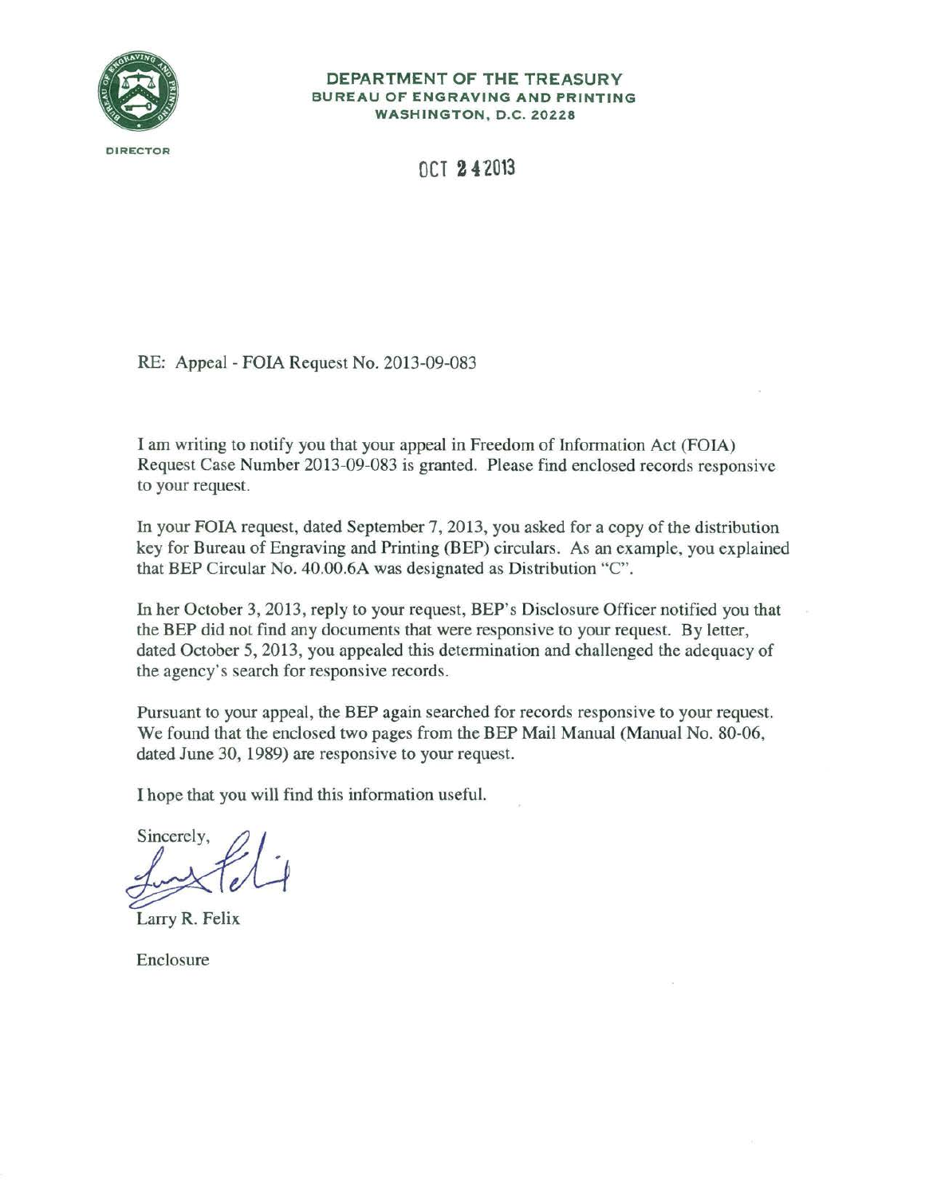**DEPARTMENT OF THE TREASURY**
**BUREAU OF ENGRAVING AND PRINTING**
**WASHINGTON, D.C. 20228**

DIRECTOR

OCT 24 2013

RE: Appeal - FOIA Request No. 2013-09-083

I am writing to notify you that your appeal in Freedom of Information Act (FOIA) Request Case Number 2013-09-083 is granted. Please find enclosed records responsive to your request.

In your FOIA request, dated September 7, 2013, you asked for a copy of the distribution key for Bureau of Engraving and Printing (BEP) circulars. As an example, you explained that BEP Circular No. 40.00.6A was designated as Distribution "C".

In her October 3, 2013, reply to your request, BEP's Disclosure Officer notified you that the BEP did not find any documents that were responsive to your request. By letter, dated October 5, 2013, you appealed this determination and challenged the adequacy of the agency's search for responsive records.

Pursuant to your appeal, the BEP again searched for records responsive to your request. We found that the enclosed two pages from the BEP Mail Manual (Manual No. 80-06, dated June 30, 1989) are responsive to your request.

I hope that you will find this information useful.

Sincerely,

Larry R. Felix

Enclosure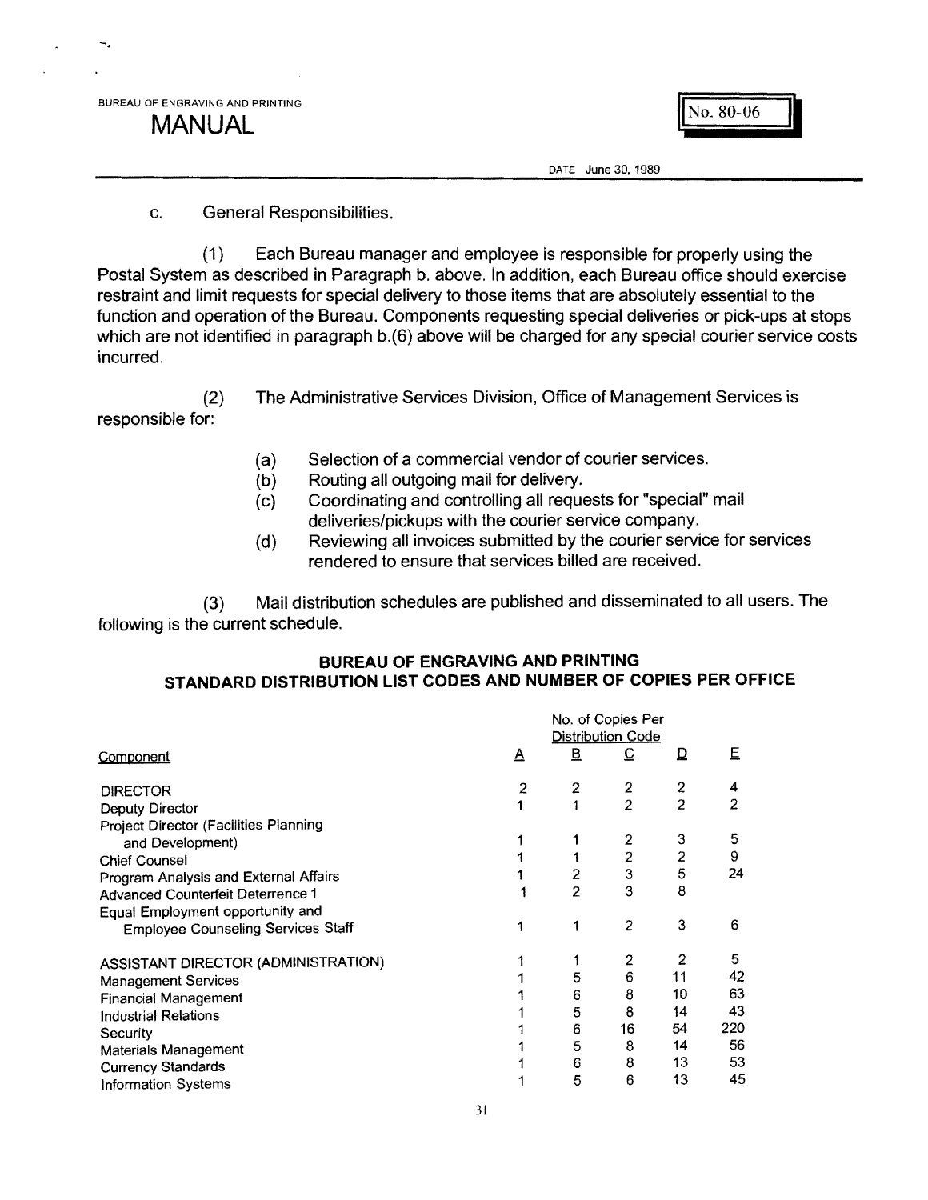BUREAU OF ENGRAVING AND PRINTING

MANUAL

No. 80-06

DATE June 30, 1989

c. General Responsibilities.

(1) Each Bureau manager and employee is responsible for properly using the Postal System as described in Paragraph b. above. In addition, each Bureau office should exercise restraint and limit requests for special delivery to those items that are absolutely essential to the function and operation of the Bureau. Components requesting special deliveries or pick-ups at stops which are not identified in paragraph b.(6) above will be charged for any special courier service costs incurred.

(2) The Administrative Services Division, Office of Management Services is responsible for:

- (a) Selection of a commercial vendor of courier services.
- (b) Routing all outgoing mail for delivery.
- (c) Coordinating and controlling all requests for "special" mail deliveries/pickups with the courier service company.
- (d) Reviewing all invoices submitted by the courier service for services rendered to ensure that services billed are received.

(3) Mail distribution schedules are published and disseminated to all users. The following is the current schedule.

**BUREAU OF ENGRAVING AND PRINTING**
**STANDARD DISTRIBUTION LIST CODES AND NUMBER OF COPIES PER OFFICE**

| Component | No. of Copies Per Distribution Code | | | | |
|---|---|---|---|---|---|
| | A | B | C | D | E |
| DIRECTOR | 2 | 2 | 2 | 2 | 4 |
| Deputy Director | 1 | 1 | 2 | 2 | 2 |
| Project Director (Facilities Planning and Development) | 1 | 1 | 2 | 3 | 5 |
| Chief Counsel | 1 | 1 | 2 | 2 | 9 |
| Program Analysis and External Affairs | 1 | 2 | 3 | 5 | 24 |
| Advanced Counterfeit Deterrence 1 | 1 | 2 | 3 | 8 | |
| Equal Employment opportunity and Employee Counseling Services Staff | 1 | 1 | 2 | 3 | 6 |
| ASSISTANT DIRECTOR (ADMINISTRATION) | 1 | 1 | 2 | 2 | 5 |
| Management Services | 1 | 5 | 6 | 11 | 42 |
| Financial Management | 1 | 6 | 8 | 10 | 63 |
| Industrial Relations | 1 | 5 | 8 | 14 | 43 |
| Security | 1 | 6 | 16 | 54 | 220 |
| Materials Management | 1 | 5 | 8 | 14 | 56 |
| Currency Standards | 1 | 6 | 8 | 13 | 53 |
| Information Systems | 1 | 5 | 6 | 13 | 45 |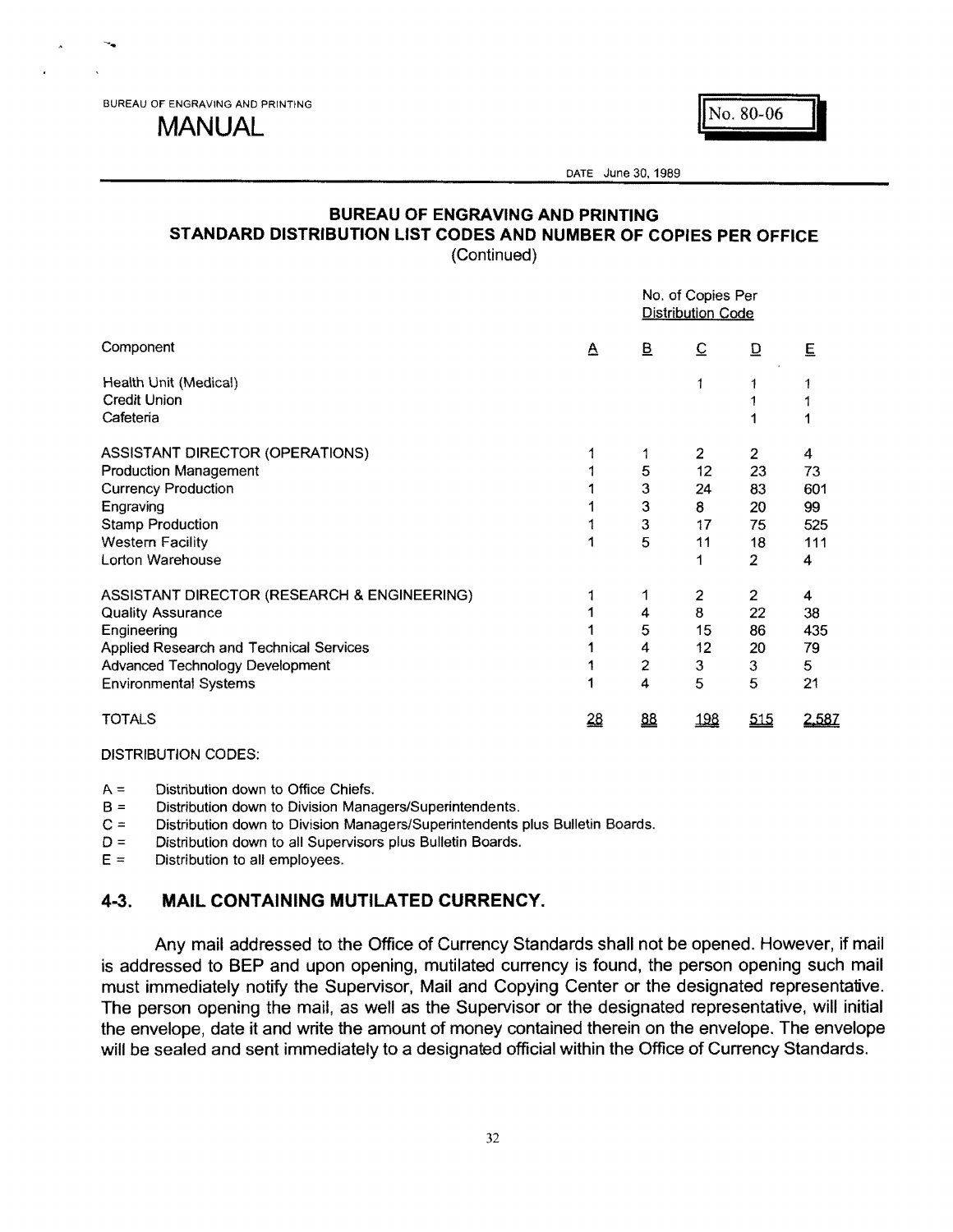BUREAU OF ENGRAVING AND PRINTING

# MANUAL

No. 80-06

DATE June 30, 1989

## BUREAU OF ENGRAVING AND PRINTING
## STANDARD DISTRIBUTION LIST CODES AND NUMBER OF COPIES PER OFFICE

(Continued)

| Component | No. of Copies Per Distribution Code | | | | |
|---|---|---|---|---|---|
| | A | B | C | D | E |
| Health Unit (Medical) | | | 1 | 1 | 1 |
| Credit Union | | | | 1 | 1 |
| Cafeteria | | | | 1 | 1 |
| ASSISTANT DIRECTOR (OPERATIONS) | 1 | 1 | 2 | 2 | 4 |
| Production Management | 1 | 5 | 12 | 23 | 73 |
| Currency Production | 1 | 3 | 24 | 83 | 601 |
| Engraving | 1 | 3 | 8 | 20 | 99 |
| Stamp Production | 1 | 3 | 17 | 75 | 525 |
| Western Facility | 1 | 5 | 11 | 18 | 111 |
| Lorton Warehouse | | | 1 | 2 | 4 |
| ASSISTANT DIRECTOR (RESEARCH & ENGINEERING) | 1 | 1 | 2 | 2 | 4 |
| Quality Assurance | 1 | 4 | 8 | 22 | 38 |
| Engineering | 1 | 5 | 15 | 86 | 435 |
| Applied Research and Technical Services | 1 | 4 | 12 | 20 | 79 |
| Advanced Technology Development | 1 | 2 | 3 | 3 | 5 |
| Environmental Systems | 1 | 4 | 5 | 5 | 21 |
| TOTALS | 28 | 88 | 198 | 515 | 2,587 |

DISTRIBUTION CODES:

A = Distribution down to Office Chiefs.
B = Distribution down to Division Managers/Superintendents.
C = Distribution down to Division Managers/Superintendents plus Bulletin Boards.
D = Distribution down to all Supervisors plus Bulletin Boards.
E = Distribution to all employees.

### 4-3. MAIL CONTAINING MUTILATED CURRENCY.

Any mail addressed to the Office of Currency Standards shall not be opened. However, if mail is addressed to BEP and upon opening, mutilated currency is found, the person opening such mail must immediately notify the Supervisor, Mail and Copying Center or the designated representative. The person opening the mail, as well as the Supervisor or the designated representative, will initial the envelope, date it and write the amount of money contained therein on the envelope. The envelope will be sealed and sent immediately to a designated official within the Office of Currency Standards.